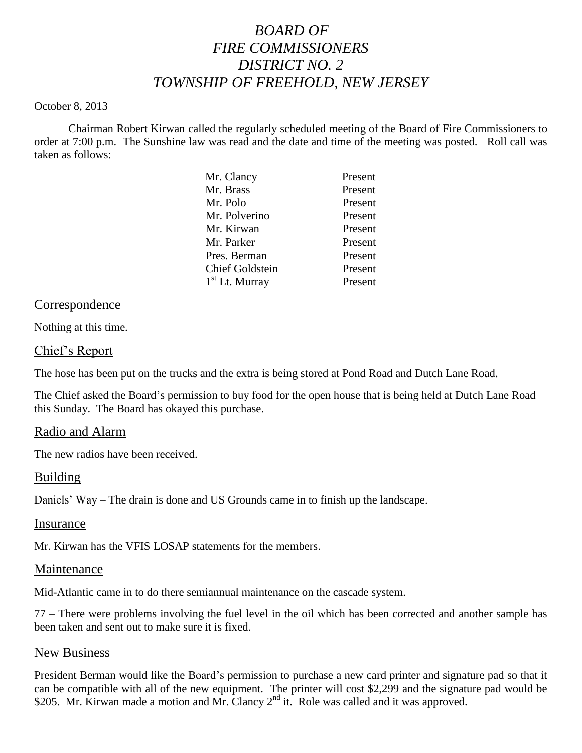# *BOARD OF FIRE COMMISSIONERS DISTRICT NO. 2 TOWNSHIP OF FREEHOLD, NEW JERSEY*

October 8, 2013

Chairman Robert Kirwan called the regularly scheduled meeting of the Board of Fire Commissioners to order at 7:00 p.m. The Sunshine law was read and the date and time of the meeting was posted. Roll call was taken as follows:

| | |
|---|---|
| Mr. Clancy | Present |
| Mr. Brass | Present |
| Mr. Polo | Present |
| Mr. Polverino | Present |
| Mr. Kirwan | Present |
| Mr. Parker | Present |
| Pres. Berman | Present |
| Chief Goldstein | Present |
| 1st Lt. Murray | Present |

## Correspondence

Nothing at this time.

## Chief's Report

The hose has been put on the trucks and the extra is being stored at Pond Road and Dutch Lane Road.

The Chief asked the Board's permission to buy food for the open house that is being held at Dutch Lane Road this Sunday. The Board has okayed this purchase.

## Radio and Alarm

The new radios have been received.

## Building

Daniels' Way – The drain is done and US Grounds came in to finish up the landscape.

## Insurance

Mr. Kirwan has the VFIS LOSAP statements for the members.

## Maintenance

Mid-Atlantic came in to do there semiannual maintenance on the cascade system.

77 – There were problems involving the fuel level in the oil which has been corrected and another sample has been taken and sent out to make sure it is fixed.

## New Business

President Berman would like the Board's permission to purchase a new card printer and signature pad so that it can be compatible with all of the new equipment. The printer will cost $2,299 and the signature pad would be $205. Mr. Kirwan made a motion and Mr. Clancy 2nd it. Role was called and it was approved.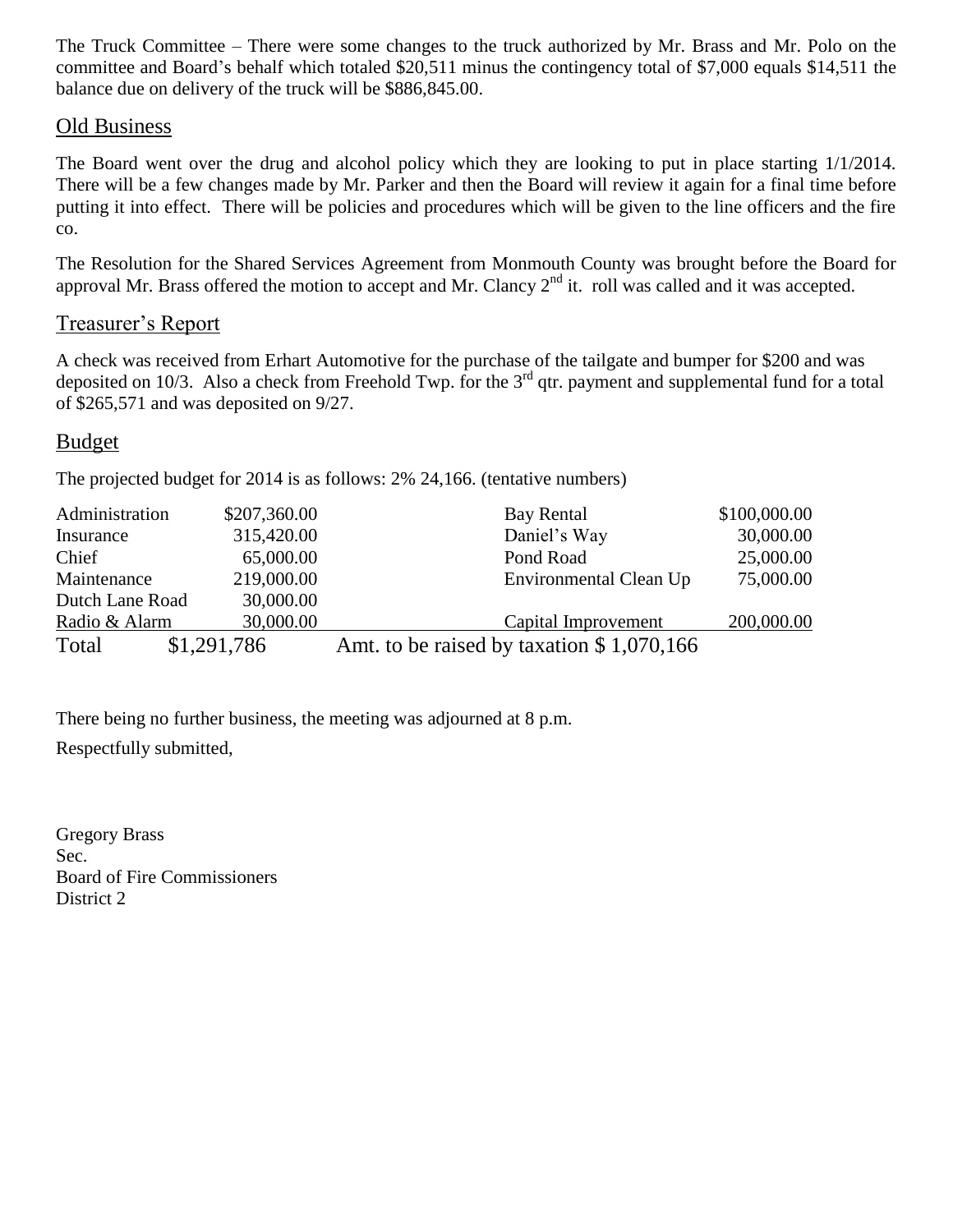The Truck Committee – There were some changes to the truck authorized by Mr. Brass and Mr. Polo on the committee and Board's behalf which totaled $20,511 minus the contingency total of $7,000 equals $14,511 the balance due on delivery of the truck will be $886,845.00.

## Old Business

The Board went over the drug and alcohol policy which they are looking to put in place starting 1/1/2014. There will be a few changes made by Mr. Parker and then the Board will review it again for a final time before putting it into effect. There will be policies and procedures which will be given to the line officers and the fire co.

The Resolution for the Shared Services Agreement from Monmouth County was brought before the Board for approval Mr. Brass offered the motion to accept and Mr. Clancy 2nd it. roll was called and it was accepted.

## Treasurer's Report

A check was received from Erhart Automotive for the purchase of the tailgate and bumper for $200 and was deposited on 10/3. Also a check from Freehold Twp. for the 3rd qtr. payment and supplemental fund for a total of $265,571 and was deposited on 9/27.

## Budget

The projected budget for 2014 is as follows: 2% 24,166. (tentative numbers)

| | | | |
|---|---|---|---|
| Administration | $207,360.00 | Bay Rental | $100,000.00 |
| Insurance | 315,420.00 | Daniel's Way | 30,000.00 |
| Chief | 65,000.00 | Pond Road | 25,000.00 |
| Maintenance | 219,000.00 | Environmental Clean Up | 75,000.00 |
| Dutch Lane Road | 30,000.00 | | |
| Radio & Alarm | 30,000.00 | Capital Improvement | 200,000.00 |
| Total | $1,291,786 | Amt. to be raised by taxation | $ 1,070,166 |

There being no further business, the meeting was adjourned at 8 p.m.

Respectfully submitted,

Gregory Brass
Sec.
Board of Fire Commissioners
District 2